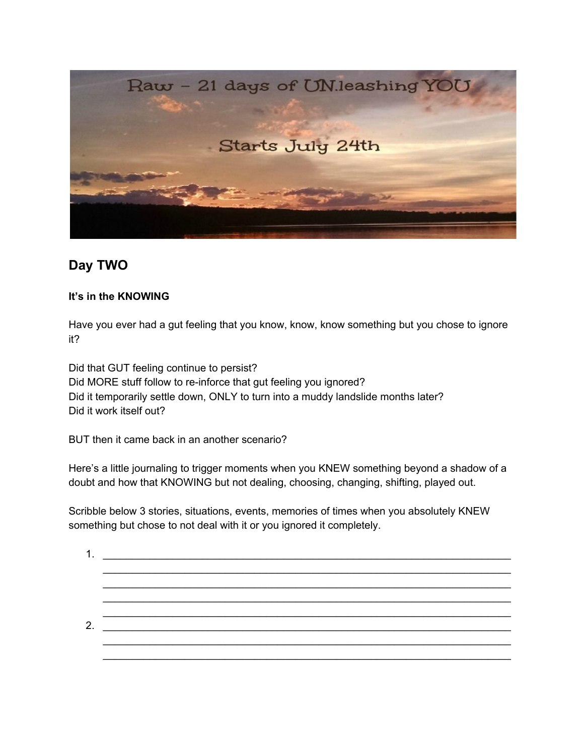Raw – 21 days of UN.leashing YOU

Starts July 24th

## Day TWO

**It's in the KNOWING**

Have you ever had a gut feeling that you know, know, know something but you chose to ignore it?

Did that GUT feeling continue to persist?
Did MORE stuff follow to re-inforce that gut feeling you ignored?
Did it temporarily settle down, ONLY to turn into a muddy landslide months later?
Did it work itself out?

BUT then it came back in an another scenario?

Here's a little journaling to trigger moments when you KNEW something beyond a shadow of a doubt and how that KNOWING but not dealing, choosing, changing, shifting, played out.

Scribble below 3 stories, situations, events, memories of times when you absolutely KNEW something but chose to not deal with it or you ignored it completely.

1. ______________________________________________________________________
   ______________________________________________________________________
   ______________________________________________________________________
   ______________________________________________________________________
   ______________________________________________________________________
2. ______________________________________________________________________
   ______________________________________________________________________
   ______________________________________________________________________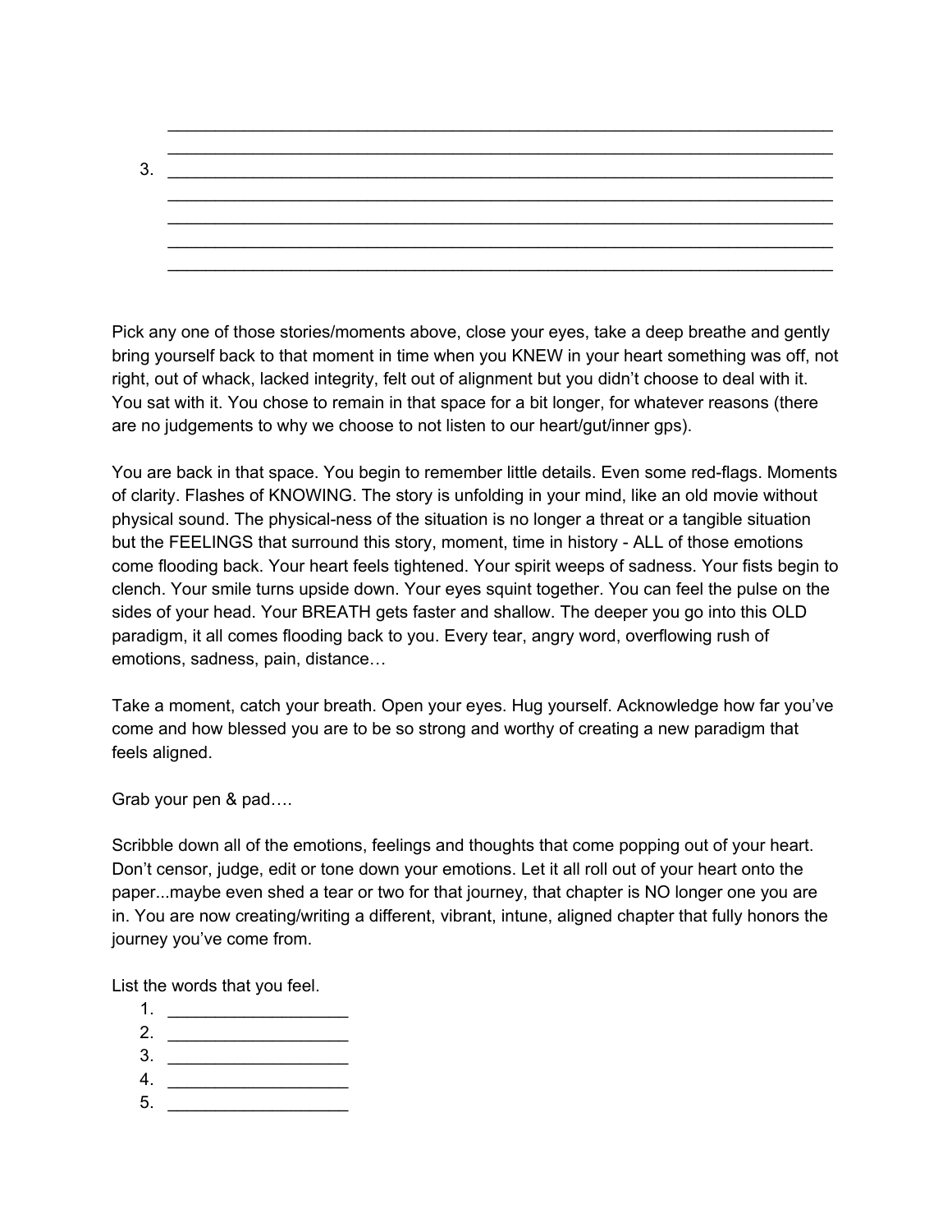\_\_\_\_\_\_\_\_\_\_\_\_\_\_\_\_\_\_\_\_\_\_\_\_\_\_\_\_\_\_\_\_\_\_\_\_\_\_\_\_\_\_\_\_\_\_\_\_\_\_\_\_\_\_\_\_\_\_\_\_\_\_\_\_\_\_\_\_\_\_\_\_
\_\_\_\_\_\_\_\_\_\_\_\_\_\_\_\_\_\_\_\_\_\_\_\_\_\_\_\_\_\_\_\_\_\_\_\_\_\_\_\_\_\_\_\_\_\_\_\_\_\_\_\_\_\_\_\_\_\_\_\_\_\_\_\_\_\_\_\_\_\_\_\_

3. \_\_\_\_\_\_\_\_\_\_\_\_\_\_\_\_\_\_\_\_\_\_\_\_\_\_\_\_\_\_\_\_\_\_\_\_\_\_\_\_\_\_\_\_\_\_\_\_\_\_\_\_\_\_\_\_\_\_\_\_\_\_\_\_\_\_\_\_\_\_\_\_
   \_\_\_\_\_\_\_\_\_\_\_\_\_\_\_\_\_\_\_\_\_\_\_\_\_\_\_\_\_\_\_\_\_\_\_\_\_\_\_\_\_\_\_\_\_\_\_\_\_\_\_\_\_\_\_\_\_\_\_\_\_\_\_\_\_\_\_\_\_\_\_\_
   \_\_\_\_\_\_\_\_\_\_\_\_\_\_\_\_\_\_\_\_\_\_\_\_\_\_\_\_\_\_\_\_\_\_\_\_\_\_\_\_\_\_\_\_\_\_\_\_\_\_\_\_\_\_\_\_\_\_\_\_\_\_\_\_\_\_\_\_\_\_\_\_
   \_\_\_\_\_\_\_\_\_\_\_\_\_\_\_\_\_\_\_\_\_\_\_\_\_\_\_\_\_\_\_\_\_\_\_\_\_\_\_\_\_\_\_\_\_\_\_\_\_\_\_\_\_\_\_\_\_\_\_\_\_\_\_\_\_\_\_\_\_\_\_\_
   \_\_\_\_\_\_\_\_\_\_\_\_\_\_\_\_\_\_\_\_\_\_\_\_\_\_\_\_\_\_\_\_\_\_\_\_\_\_\_\_\_\_\_\_\_\_\_\_\_\_\_\_\_\_\_\_\_\_\_\_\_\_\_\_\_\_\_\_\_\_\_\_

Pick any one of those stories/moments above, close your eyes, take a deep breathe and gently bring yourself back to that moment in time when you KNEW in your heart something was off, not right, out of whack, lacked integrity, felt out of alignment but you didn't choose to deal with it. You sat with it. You chose to remain in that space for a bit longer, for whatever reasons (there are no judgements to why we choose to not listen to our heart/gut/inner gps).

You are back in that space. You begin to remember little details. Even some red-flags. Moments of clarity. Flashes of KNOWING. The story is unfolding in your mind, like an old movie without physical sound. The physical-ness of the situation is no longer a threat or a tangible situation but the FEELINGS that surround this story, moment, time in history - ALL of those emotions come flooding back. Your heart feels tightened. Your spirit weeps of sadness. Your fists begin to clench. Your smile turns upside down. Your eyes squint together. You can feel the pulse on the sides of your head. Your BREATH gets faster and shallow. The deeper you go into this OLD paradigm, it all comes flooding back to you. Every tear, angry word, overflowing rush of emotions, sadness, pain, distance…

Take a moment, catch your breath. Open your eyes. Hug yourself. Acknowledge how far you've come and how blessed you are to be so strong and worthy of creating a new paradigm that feels aligned.

Grab your pen & pad….

Scribble down all of the emotions, feelings and thoughts that come popping out of your heart. Don't censor, judge, edit or tone down your emotions. Let it all roll out of your heart onto the paper...maybe even shed a tear or two for that journey, that chapter is NO longer one you are in. You are now creating/writing a different, vibrant, intune, aligned chapter that fully honors the journey you've come from.

List the words that you feel.

1. \_\_\_\_\_\_\_\_\_\_\_\_\_\_\_\_\_\_\_
2. \_\_\_\_\_\_\_\_\_\_\_\_\_\_\_\_\_\_\_
3. \_\_\_\_\_\_\_\_\_\_\_\_\_\_\_\_\_\_\_
4. \_\_\_\_\_\_\_\_\_\_\_\_\_\_\_\_\_\_\_
5. \_\_\_\_\_\_\_\_\_\_\_\_\_\_\_\_\_\_\_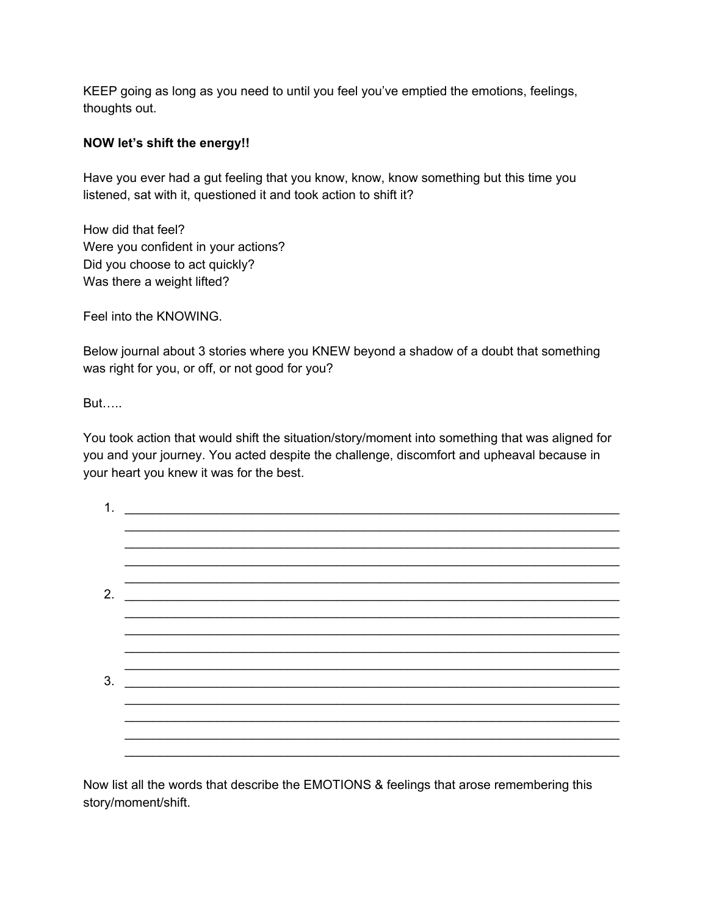KEEP going as long as you need to until you feel you've emptied the emotions, feelings, thoughts out.

**NOW let's shift the energy!!**

Have you ever had a gut feeling that you know, know, know something but this time you listened, sat with it, questioned it and took action to shift it?

How did that feel?
Were you confident in your actions?
Did you choose to act quickly?
Was there a weight lifted?

Feel into the KNOWING.

Below journal about 3 stories where you KNEW beyond a shadow of a doubt that something was right for you, or off, or not good for you?

But…..

You took action that would shift the situation/story/moment into something that was aligned for you and your journey. You acted despite the challenge, discomfort and upheaval because in your heart you knew it was for the best.

1. ________________________________________________________________________
   ________________________________________________________________________
   ________________________________________________________________________
   ________________________________________________________________________
   ________________________________________________________________________
2. ________________________________________________________________________
   ________________________________________________________________________
   ________________________________________________________________________
   ________________________________________________________________________
   ________________________________________________________________________
3. ________________________________________________________________________
   ________________________________________________________________________
   ________________________________________________________________________
   ________________________________________________________________________
   ________________________________________________________________________

Now list all the words that describe the EMOTIONS & feelings that arose remembering this story/moment/shift.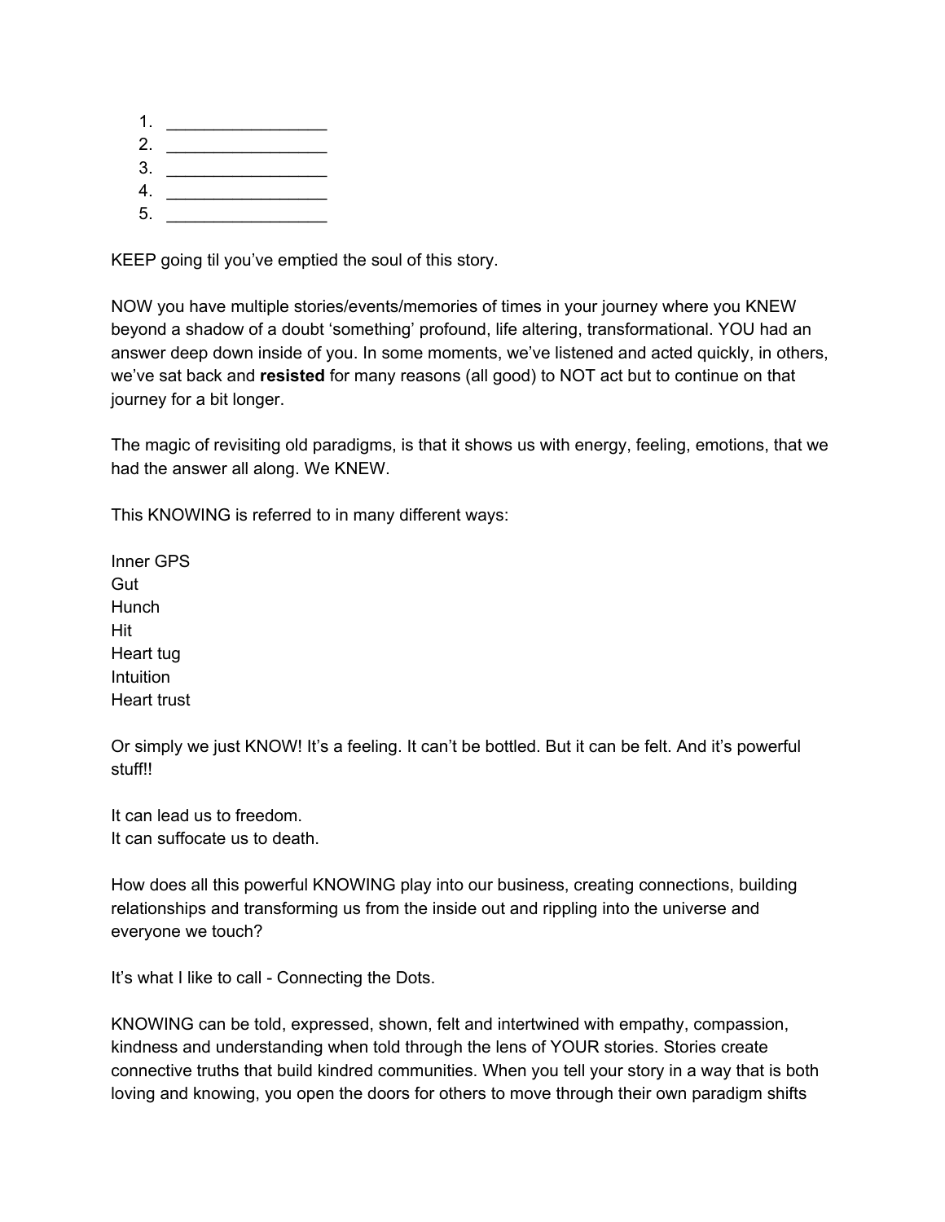1. _________________
2. _________________
3. _________________
4. _________________
5. _________________

KEEP going til you've emptied the soul of this story.

NOW you have multiple stories/events/memories of times in your journey where you KNEW beyond a shadow of a doubt 'something' profound, life altering, transformational. YOU had an answer deep down inside of you. In some moments, we've listened and acted quickly, in others, we've sat back and **resisted** for many reasons (all good) to NOT act but to continue on that journey for a bit longer.

The magic of revisiting old paradigms, is that it shows us with energy, feeling, emotions, that we had the answer all along. We KNEW.

This KNOWING is referred to in many different ways:

Inner GPS
Gut
Hunch
Hit
Heart tug
Intuition
Heart trust

Or simply we just KNOW! It's a feeling. It can't be bottled. But it can be felt. And it's powerful stuff!!

It can lead us to freedom.
It can suffocate us to death.

How does all this powerful KNOWING play into our business, creating connections, building relationships and transforming us from the inside out and rippling into the universe and everyone we touch?

It's what I like to call - Connecting the Dots.

KNOWING can be told, expressed, shown, felt and intertwined with empathy, compassion, kindness and understanding when told through the lens of YOUR stories. Stories create connective truths that build kindred communities. When you tell your story in a way that is both loving and knowing, you open the doors for others to move through their own paradigm shifts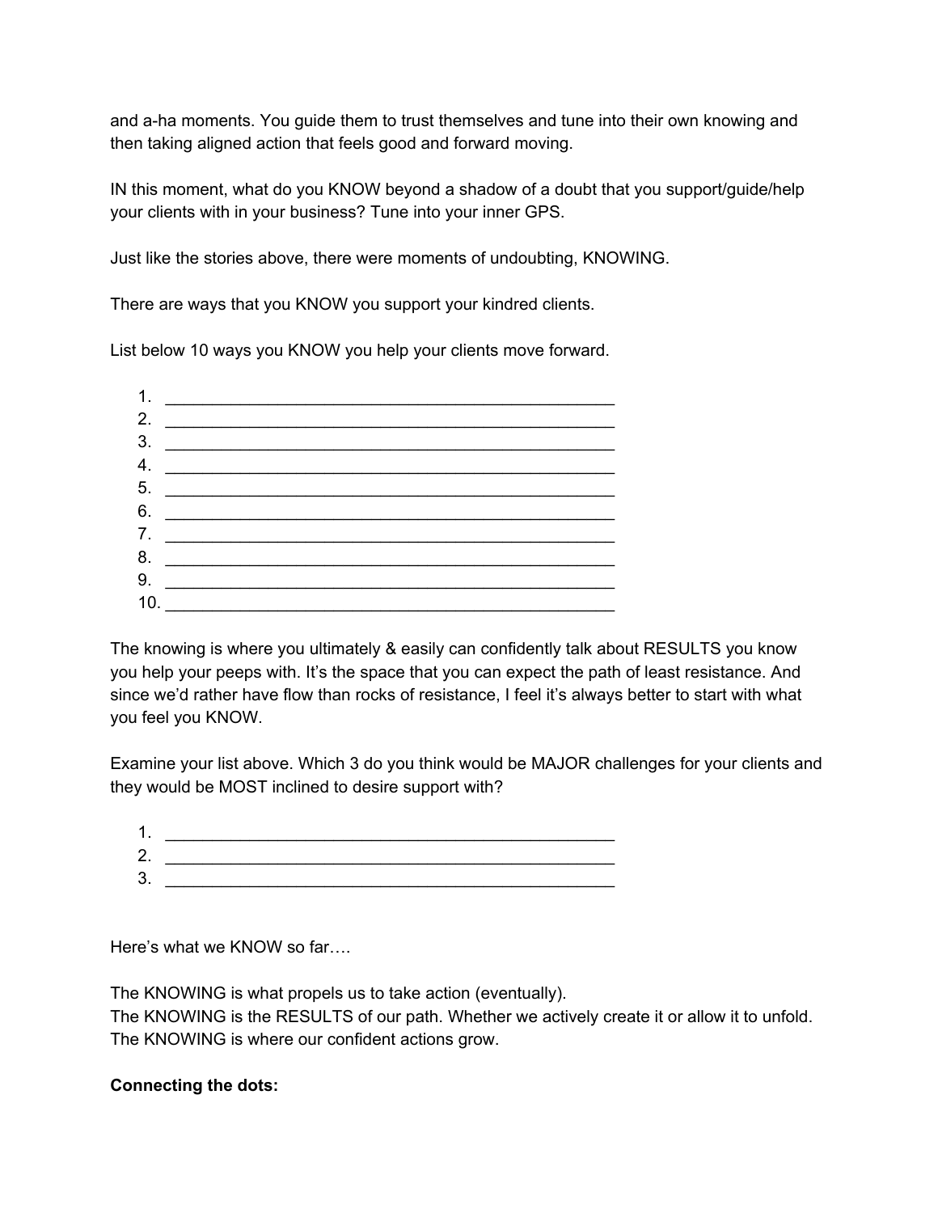and a-ha moments. You guide them to trust themselves and tune into their own knowing and then taking aligned action that feels good and forward moving.

IN this moment, what do you KNOW beyond a shadow of a doubt that you support/guide/help your clients with in your business? Tune into your inner GPS.

Just like the stories above, there were moments of undoubting, KNOWING.

There are ways that you KNOW you support your kindred clients.

List below 10 ways you KNOW you help your clients move forward.

1. ___________________________________________________
2. ___________________________________________________
3. ___________________________________________________
4. ___________________________________________________
5. ___________________________________________________
6. ___________________________________________________
7. ___________________________________________________
8. ___________________________________________________
9. ___________________________________________________
10. ___________________________________________________

The knowing is where you ultimately & easily can confidently talk about RESULTS you know you help your peeps with. It's the space that you can expect the path of least resistance. And since we'd rather have flow than rocks of resistance, I feel it's always better to start with what you feel you KNOW.

Examine your list above. Which 3 do you think would be MAJOR challenges for your clients and they would be MOST inclined to desire support with?

1. ___________________________________________________
2. ___________________________________________________
3. ___________________________________________________

Here's what we KNOW so far….

The KNOWING is what propels us to take action (eventually).
The KNOWING is the RESULTS of our path. Whether we actively create it or allow it to unfold.
The KNOWING is where our confident actions grow.

**Connecting the dots:**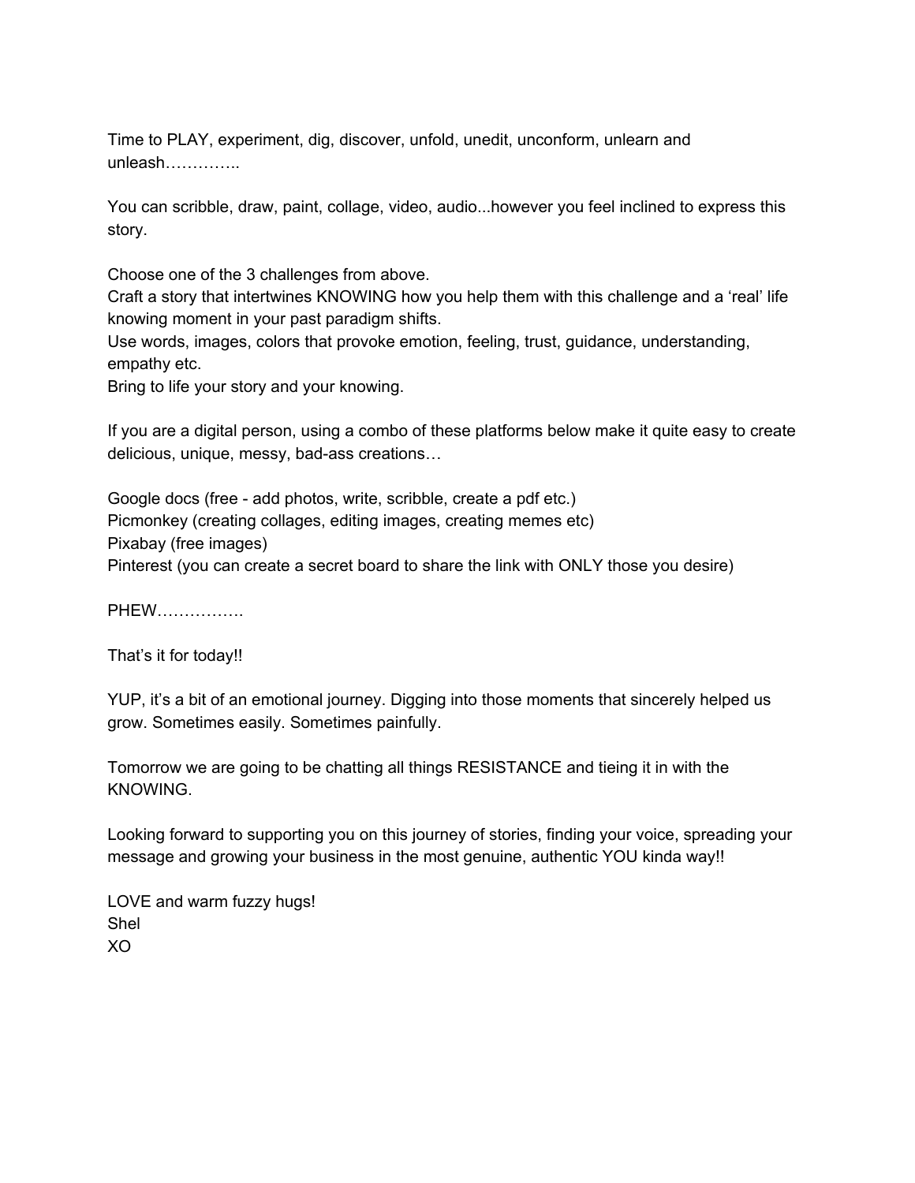Time to PLAY, experiment, dig, discover, unfold, unedit, unconform, unlearn and unleash…………..

You can scribble, draw, paint, collage, video, audio...however you feel inclined to express this story.

Choose one of the 3 challenges from above.
Craft a story that intertwines KNOWING how you help them with this challenge and a 'real' life knowing moment in your past paradigm shifts.
Use words, images, colors that provoke emotion, feeling, trust, guidance, understanding, empathy etc.
Bring to life your story and your knowing.

If you are a digital person, using a combo of these platforms below make it quite easy to create delicious, unique, messy, bad-ass creations…

Google docs (free - add photos, write, scribble, create a pdf etc.)
Picmonkey (creating collages, editing images, creating memes etc)
Pixabay (free images)
Pinterest (you can create a secret board to share the link with ONLY those you desire)

PHEW…………….

That's it for today!!

YUP, it's a bit of an emotional journey. Digging into those moments that sincerely helped us grow. Sometimes easily. Sometimes painfully.

Tomorrow we are going to be chatting all things RESISTANCE and tieing it in with the KNOWING.

Looking forward to supporting you on this journey of stories, finding your voice, spreading your message and growing your business in the most genuine, authentic YOU kinda way!!

LOVE and warm fuzzy hugs!
Shel
XO